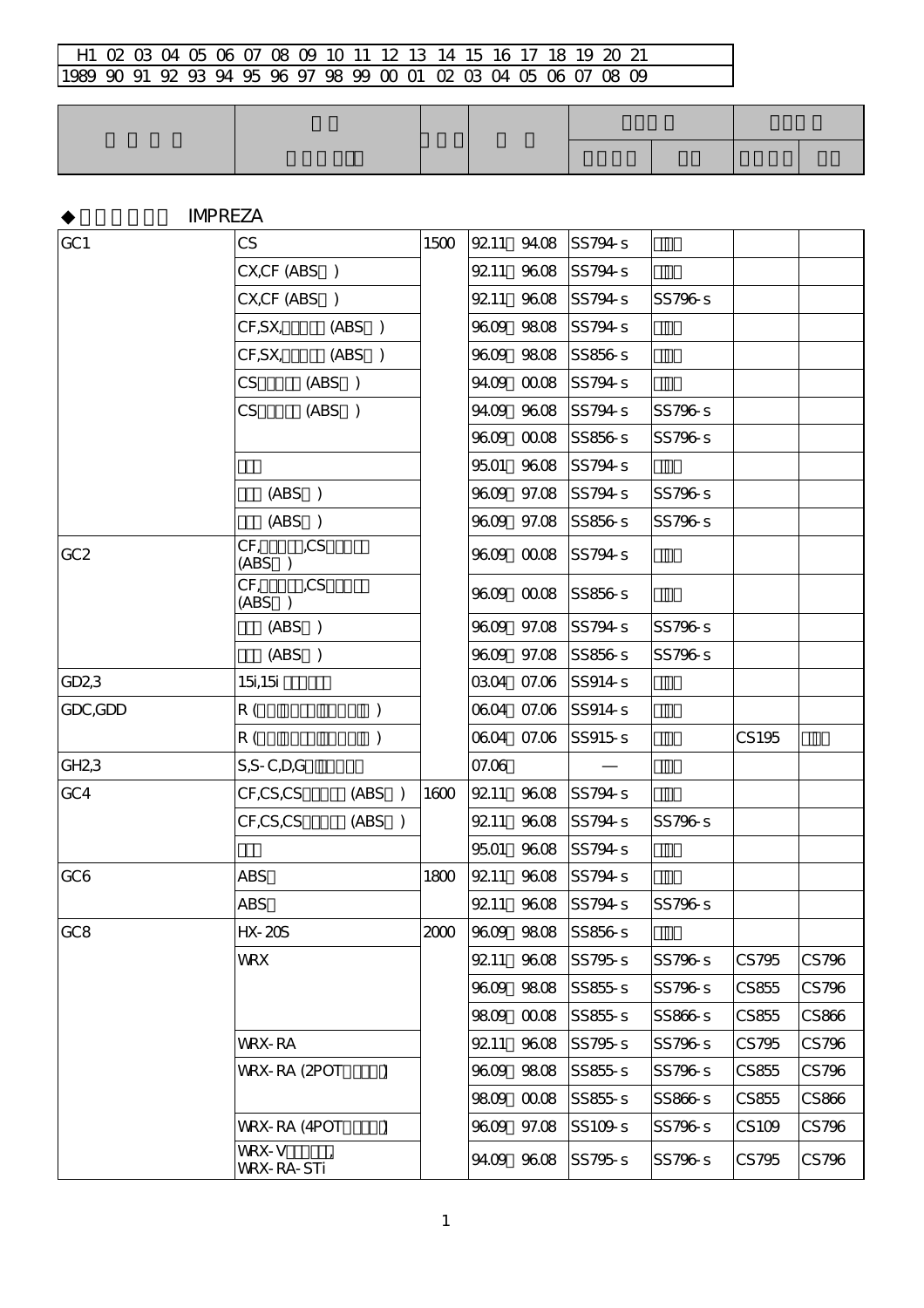| H1 | 02 | 03 | 04 | 05 | 06 | 07 | 08 | 09 | 10 | 11 | 12 | 13 | 14 | 15 | 16 | 17 | 18 | 19 | 20 | 21 |
|---|---|---|---|---|---|---|---|---|---|---|---|---|---|---|---|---|---|---|---|---|
| 1989 | 90 | 91 | 92 | 93 | 94 | 95 | 96 | 97 | 98 | 99 | 00 | 01 | 02 | 03 | 04 | 05 | 06 | 07 | 08 | 09 |

◆ IMPREZA

| | | | | | | | |
|---|---|---|---|---|---|---|---|
| GC1 | CS | 1500 | 92.11 94.08 | SS794-s | | | |
| | CX,CF (ABS ) | | 92.11 96.08 | SS794-s | | | |
| | CX,CF (ABS ) | | 92.11 96.08 | SS794-s | SS796-s | | |
| | CF,SX, (ABS ) | | 96.09 98.08 | SS794-s | | | |
| | CF,SX, (ABS ) | | 96.09 98.08 | SS856-s | | | |
| | CS (ABS ) | | 94.09 00.08 | SS794-s | | | |
| | CS (ABS ) | | 94.09 96.08 | SS794-s | SS796-s | | |
| | | | 96.09 00.08 | SS856-s | SS796-s | | |
| | | | 95.01 96.08 | SS794-s | | | |
| | (ABS ) | | 96.09 97.08 | SS794-s | SS796-s | | |
| | (ABS ) | | 96.09 97.08 | SS856-s | SS796-s | | |
| GC2 | CF, ,CS (ABS ) | | 96.09 00.08 | SS794-s | | | |
| | CF, ,CS (ABS ) | | 96.09 00.08 | SS856-s | | | |
| | (ABS ) | | 96.09 97.08 | SS794-s | SS796-s | | |
| | (ABS ) | | 96.09 97.08 | SS856-s | SS796-s | | |
| GD2,3 | 15i,15i | | 03.04 07.06 | SS914-s | | | |
| GDC,GDD | R ( ) | | 06.04 07.06 | SS914-s | | | |
| | R ( ) | | 06.04 07.06 | SS915-s | | CS195 | |
| GH2,3 | S,S-C,D,G | | 07.06 | — | | | |
| GC4 | CF,CS,CS (ABS ) | 1600 | 92.11 96.08 | SS794-s | | | |
| | CF,CS,CS (ABS ) | | 92.11 96.08 | SS794-s | SS796-s | | |
| | | | 95.01 96.08 | SS794-s | | | |
| GC6 | ABS | 1800 | 92.11 96.08 | SS794-s | | | |
| | ABS | | 92.11 96.08 | SS794-s | SS796-s | | |
| GC8 | HX-20S | 2000 | 96.09 98.08 | SS856-s | | | |
| | WRX | | 92.11 96.08 | SS795-s | SS796-s | CS795 | CS796 |
| | | | 96.09 98.08 | SS855-s | SS796-s | CS855 | CS796 |
| | | | 98.09 00.08 | SS855-s | SS866-s | CS855 | CS866 |
| | WRX-RA | | 92.11 96.08 | SS795-s | SS796-s | CS795 | CS796 |
| | WRX-RA (2POT ) | | 96.09 98.08 | SS855-s | SS796-s | CS855 | CS796 |
| | | | 98.09 00.08 | SS855-s | SS866-s | CS855 | CS866 |
| | WRX-RA (4POT ) | | 96.09 97.08 | SS109-s | SS796-s | CS109 | CS796 |
| | WRX-V , WRX-RA-STi | | 94.09 96.08 | SS795-s | SS796-s | CS795 | CS796 |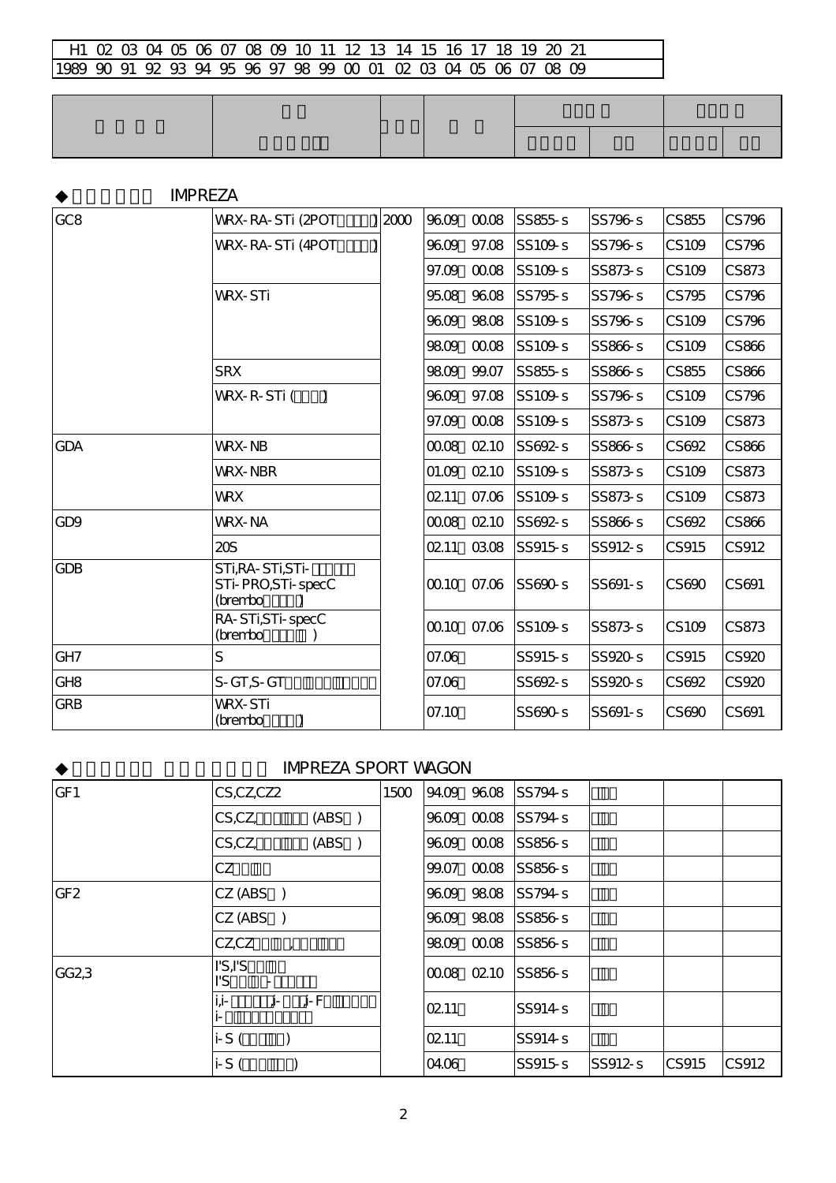| H1 02 03 04 05 06 07 08 09 10 11 12 13 14 15 16 17 18 19 20 21 |
|---|
| 1989 90 91 92 93 94 95 96 97 98 99 00 01 02 03 04 05 06 07 08 09 |

◆ IMPREZA

| GC8 | WRX-RA-STi (2POT) | 2000 | 96.09 00.08 | SS855-s | SS796-s | CS855 | CS796 |
|---|---|---|---|---|---|---|---|
| | WRX-RA-STi (4POT) | | 96.09 97.08 | SS109-s | SS796-s | CS109 | CS796 |
| | | | 97.09 00.08 | SS109-s | SS873-s | CS109 | CS873 |
| | WRX-STi | | 95.08 96.08 | SS795-s | SS796-s | CS795 | CS796 |
| | | | 96.09 98.08 | SS109-s | SS796-s | CS109 | CS796 |
| | | | 98.09 00.08 | SS109-s | SS866-s | CS109 | CS866 |
| | SRX | | 98.09 99.07 | SS855-s | SS866-s | CS855 | CS866 |
| | WRX-R-STi () | | 96.09 97.08 | SS109-s | SS796-s | CS109 | CS796 |
| | | | 97.09 00.08 | SS109-s | SS873-s | CS109 | CS873 |
| GDA | WRX-NB | | 00.08 02.10 | SS692-s | SS866-s | CS692 | CS866 |
| | WRX-NBR | | 01.09 02.10 | SS109-s | SS873-s | CS109 | CS873 |
| | WRX | | 02.11 07.06 | SS109-s | SS873-s | CS109 | CS873 |
| GD9 | WRX-NA | | 00.08 02.10 | SS692-s | SS866-s | CS692 | CS866 |
| | 20S | | 02.11 03.08 | SS915-s | SS912-s | CS915 | CS912 |
| GDB | STi,RA-STi,STi- STi-PRO,STi-specC (brembo) | | 00.10 07.06 | SS690-s | SS691-s | CS690 | CS691 |
| | RA-STi,STi-specC (brembo ) | | 00.10 07.06 | SS109-s | SS873-s | CS109 | CS873 |
| GH7 | S | | 07.06 | SS915-s | SS920-s | CS915 | CS920 |
| GH8 | S-GT,S-GT | | 07.06 | SS692-s | SS920-s | CS692 | CS920 |
| GRB | WRX-STi (brembo) | | 07.10 | SS690-s | SS691-s | CS690 | CS691 |

◆ IMPREZA SPORT WAGON

| GF1 | CS,CZ,CZ2 | 1500 | 94.09 96.08 | SS794-s | | | |
|---|---|---|---|---|---|---|---|
| | CS,CZ, (ABS ) | | 96.09 00.08 | SS794-s | | | |
| | CS,CZ, (ABS ) | | 96.09 00.08 | SS856-s | | | |
| | CZ | | 99.07 00.08 | SS856-s | | | |
| GF2 | CZ (ABS ) | | 96.09 98.08 | SS794-s | | | |
| | CZ (ABS ) | | 96.09 98.08 | SS856-s | | | |
| | CZ,CZ , | | 98.09 00.08 | SS856-s | | | |
| GG2,3 | I'S,I'S I'S - | | 00.08 02.10 | SS856-s | | | |
| | i,i- ,i- ,i-F i- | | 02.11 | SS914-s | | | |
| | i-S ( ) | | 02.11 | SS914-s | | | |
| | i-S ( ) | | 04.06 | SS915-s | SS912-s | CS915 | CS912 |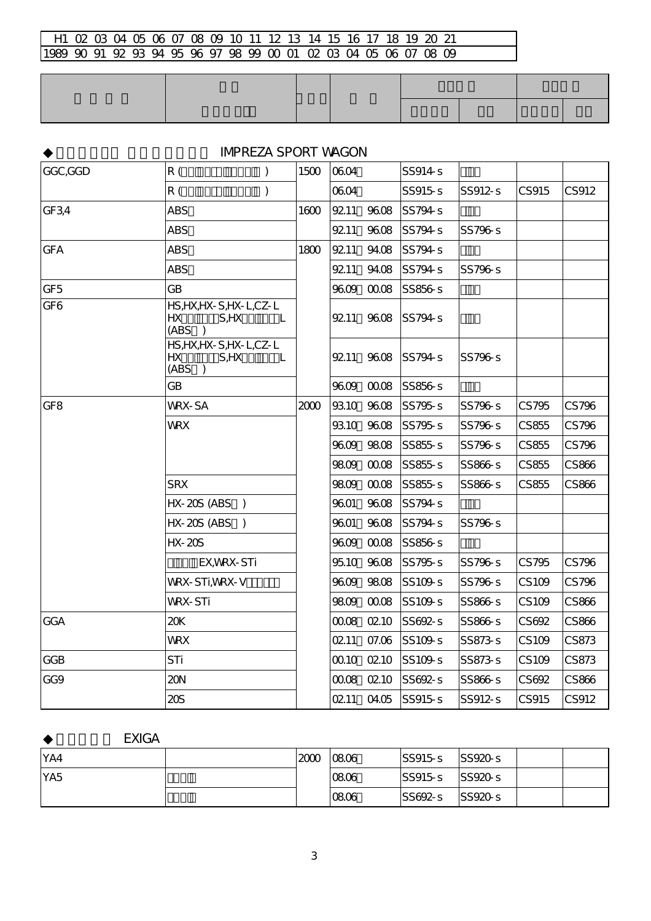| H1 | 02 | 03 | 04 | 05 | 06 | 07 | 08 | 09 | 10 | 11 | 12 | 13 | 14 | 15 | 16 | 17 | 18 | 19 | 20 | 21 |
|---|---|---|---|---|---|---|---|---|---|---|---|---|---|---|---|---|---|---|---|---|
| 1989 | 90 | 91 | 92 | 93 | 94 | 95 | 96 | 97 | 98 | 99 | 00 | 01 | 02 | 03 | 04 | 05 | 06 | 07 | 08 | 09 |

## ◆ IMPREZA SPORT WAGON

| | | | | | | | |
|---|---|---|---|---|---|---|---|
| GGC,GGD | R ( ) | 1500 | 06.04 | SS914-s | | | |
| | R ( ) | | 06.04 | SS915-s | SS912-s | CS915 | CS912 |
| GF3,4 | ABS | 1600 | 92.11 96.08 | SS794-s | | | |
| | ABS | | 92.11 96.08 | SS794-s | SS796-s | | |
| GFA | ABS | 1800 | 92.11 94.08 | SS794-s | | | |
| | ABS | | 92.11 94.08 | SS794-s | SS796-s | | |
| GF5 | GB | | 96.09 00.08 | SS856-s | | | |
| GF6 | HS,HX,HX-S,HX-L,CZ-L HX S,HX L (ABS ) | | 92.11 96.08 | SS794-s | | | |
| | HS,HX,HX-S,HX-L,CZ-L HX S,HX L (ABS ) | | 92.11 96.08 | SS794-s | SS796-s | | |
| | GB | | 96.09 00.08 | SS856-s | | | |
| GF8 | WRX-SA | 2000 | 93.10 96.08 | SS795-s | SS796-s | CS795 | CS796 |
| | WRX | | 93.10 96.08 | SS795-s | SS796-s | CS855 | CS796 |
| | | | 96.09 98.08 | SS855-s | SS796-s | CS855 | CS796 |
| | | | 98.09 00.08 | SS855-s | SS866-s | CS855 | CS866 |
| | SRX | | 98.09 00.08 | SS855-s | SS866-s | CS855 | CS866 |
| | HX-20S (ABS ) | | 96.01 96.08 | SS794-s | | | |
| | HX-20S (ABS ) | | 96.01 96.08 | SS794-s | SS796-s | | |
| | HX-20S | | 96.09 00.08 | SS856-s | | | |
| | EX,WRX-STi | | 95.10 96.08 | SS795-s | SS796-s | CS795 | CS796 |
| | WRX-STi,WRX-V | | 96.09 98.08 | SS109-s | SS796-s | CS109 | CS796 |
| | WRX-STi | | 98.09 00.08 | SS109-s | SS866-s | CS109 | CS866 |
| GGA | 20K | | 00.08 02.10 | SS692-s | SS866-s | CS692 | CS866 |
| | WRX | | 02.11 07.06 | SS109-s | SS873-s | CS109 | CS873 |
| GGB | STi | | 00.10 02.10 | SS109-s | SS873-s | CS109 | CS873 |
| GG9 | 20N | | 00.08 02.10 | SS692-s | SS866-s | CS692 | CS866 |
| | 20S | | 02.11 04.05 | SS915-s | SS912-s | CS915 | CS912 |

## ◆ EXIGA

| | | | | | | | |
|---|---|---|---|---|---|---|---|
| YA4 | | 2000 | 08.06 | SS915-s | SS920-s | | |
| YA5 | | | 08.06 | SS915-s | SS920-s | | |
| | | | 08.06 | SS692-s | SS920-s | | |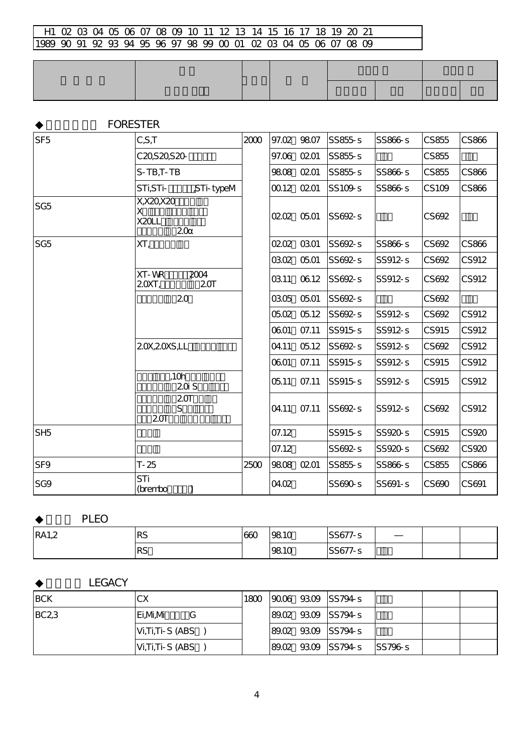| H1 | 02 | 03 | 04 | 05 | 06 | 07 | 08 | 09 | 10 | 11 | 12 | 13 | 14 | 15 | 16 | 17 | 18 | 19 | 20 | 21 |
|---|---|---|---|---|---|---|---|---|---|---|---|---|---|---|---|---|---|---|---|---|
| 1989 | 90 | 91 | 92 | 93 | 94 | 95 | 96 | 97 | 98 | 99 | 00 | 01 | 02 | 03 | 04 | 05 | 06 | 07 | 08 | 09 |

### ◆ FORESTER

| | | | | | | | |
|---|---|---|---|---|---|---|---|
| SF5 | C,S,T | 2000 | 97.02 98.07 | SS855-s | SS866-s | CS855 | CS866 |
| | C20,S20,S20- | | 97.06 02.01 | SS855-s | | CS855 | |
| | S-TB,T-TB | | 98.08 02.01 | SS855-s | SS866-s | CS855 | CS866 |
| | STi,STi- ,STi-typeM | | 00.12 02.01 | SS109-s | SS866-s | CS109 | CS866 |
| SG5 | X,X20,X20 X X20LL 2.0α | | 02.02 05.01 | SS692-s | | CS692 | |
| SG5 | XT, | | 02.02 03.01 | SS692-s | SS866-s | CS692 | CS866 |
| | | | 03.02 05.01 | SS692-s | SS912-s | CS692 | CS912 |
| | XT-WR 2004 2.0XT, 2.0T | | 03.11 06.12 | SS692-s | SS912-s | CS692 | CS912 |
| | 2.0 | | 03.05 05.01 | SS692-s | | CS692 | |
| | | | 05.02 05.12 | SS692-s | SS912-s | CS692 | CS912 |
| | | | 06.01 07.11 | SS915-s | SS912-s | CS915 | CS912 |
| | 2.0X,2.0XS,LL | | 04.11 05.12 | SS692-s | SS912-s | CS692 | CS912 |
| | | | 06.01 07.11 | SS915-s | SS912-s | CS915 | CS912 |
| | ,10h 2.0i S | | 05.11 07.11 | SS915-s | SS912-s | CS915 | CS912 |
| | 2.0T S 2.0T | | 04.11 07.11 | SS692-s | SS912-s | CS692 | CS912 |
| SH5 | | | 07.12 | SS915-s | SS920-s | CS915 | CS920 |
| | | | 07.12 | SS692-s | SS920-s | CS692 | CS920 |
| SF9 | T-25 | 2500 | 98.08 02.01 | SS855-s | SS866-s | CS855 | CS866 |
| SG9 | STi (brembo ) | | 04.02 | SS690-s | SS691-s | CS690 | CS691 |

### ◆ PLEO

| | | | | | | | |
|---|---|---|---|---|---|---|---|
| RA1,2 | RS | 660 | 98.10 | SS677-s | — | | |
| | RS | | 98.10 | SS677-s | | | |

### ◆ LEGACY

| | | | | | | | |
|---|---|---|---|---|---|---|---|
| BCK | CX | 1800 | 90.06 93.09 | SS794-s | | | |
| BC2,3 | Ei,Mi,Mi G | | 89.02 93.09 | SS794-s | | | |
| | Vi,Ti,Ti-S (ABS ) | | 89.02 93.09 | SS794-s | | | |
| | Vi,Ti,Ti-S (ABS ) | | 89.02 93.09 | SS794-s | SS796-s | | |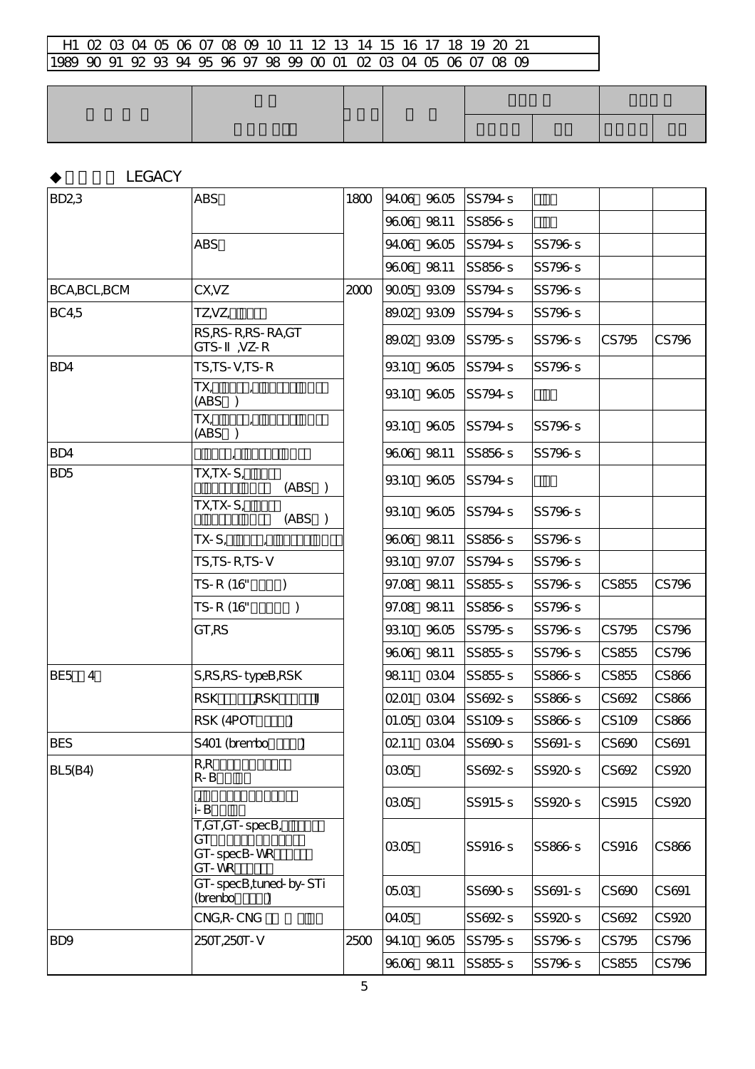| H1 | 02 | 03 | 04 | 05 | 06 | 07 | 08 | 09 | 10 | 11 | 12 | 13 | 14 | 15 | 16 | 17 | 18 | 19 | 20 | 21 |
|---|---|---|---|---|---|---|---|---|---|---|---|---|---|---|---|---|---|---|---|---|
| 1989 | 90 | 91 | 92 | 93 | 94 | 95 | 96 | 97 | 98 | 99 | 00 | 01 | 02 | 03 | 04 | 05 | 06 | 07 | 08 | 09 |

◆ LEGACY

| | | | | | | | |
|---|---|---|---|---|---|---|---|
| BD2,3 | ABS | 1800 | 94.06 96.05 | SS794-s | | | |
| | | | 96.06 98.11 | SS856-s | | | |
| | ABS | | 94.06 96.05 | SS794-s | SS796-s | | |
| | | | 96.06 98.11 | SS856-s | SS796-s | | |
| BCA,BCL,BCM | CX,VZ | 2000 | 90.05 93.09 | SS794-s | SS796-s | | |
| BC4,5 | TZ,VZ, | | 89.02 93.09 | SS794-s | SS796-s | | |
| | RS,RS-R,RS-RA,GT GTS-Ⅱ ,VZ-R | | 89.02 93.09 | SS795-s | SS796-s | CS795 | CS796 |
| BD4 | TS,TS-V,TS-R | | 93.10 96.05 | SS794-s | SS796-s | | |
| | TX, , (ABS ) | | 93.10 96.05 | SS794-s | | | |
| | TX, , (ABS ) | | 93.10 96.05 | SS794-s | SS796-s | | |
| BD4 | , | | 96.06 98.11 | SS856-s | SS796-s | | |
| BD5 | TX,TX-S, (ABS ) | | 93.10 96.05 | SS794-s | | | |
| | TX,TX-S, (ABS ) | | 93.10 96.05 | SS794-s | SS796-s | | |
| | TX-S, , | | 96.06 98.11 | SS856-s | SS796-s | | |
| | TS,TS-R,TS-V | | 93.10 97.07 | SS794-s | SS796-s | | |
| | TS-R (16" ) | | 97.08 98.11 | SS855-s | SS796-s | CS855 | CS796 |
| | TS-R (16" ) | | 97.08 98.11 | SS856-s | SS796-s | | |
| | GT,RS | | 93.10 96.05 | SS795-s | SS796-s | CS795 | CS796 |
| | | | 96.06 98.11 | SS855-s | SS796-s | CS855 | CS796 |
| BE5 4 | S,RS,RS-typeB,RSK | | 98.11 03.04 | SS855-s | SS866-s | CS855 | CS866 |
| | RSK ,RSK Ⅱ | | 02.01 03.04 | SS692-s | SS866-s | CS692 | CS866 |
| | RSK (4POT ) | | 01.05 03.04 | SS109-s | SS866-s | CS109 | CS866 |
| BES | S401 (brembo ) | | 02.11 03.04 | SS690-s | SS691-s | CS690 | CS691 |
| BL5(B4) | R,R R-B | | 03.05 | SS692-s | SS920-s | CS692 | CS920 |
| | i-B | | 03.05 | SS915-s | SS920-s | CS915 | CS920 |
| | T,GT,GT-specB, GT GT-specB-WR GT-WR | | 03.05 | SS916-s | SS866-s | CS916 | CS866 |
| | GT-specB,tuned-by-STi (brembo ) | | 05.03 | SS690-s | SS691-s | CS690 | CS691 |
| | CNG,R-CNG | | 04.05 | SS692-s | SS920-s | CS692 | CS920 |
| BD9 | 250T,250T-V | 2500 | 94.10 96.05 | SS795-s | SS796-s | CS795 | CS796 |
| | | | 96.06 98.11 | SS855-s | SS796-s | CS855 | CS796 |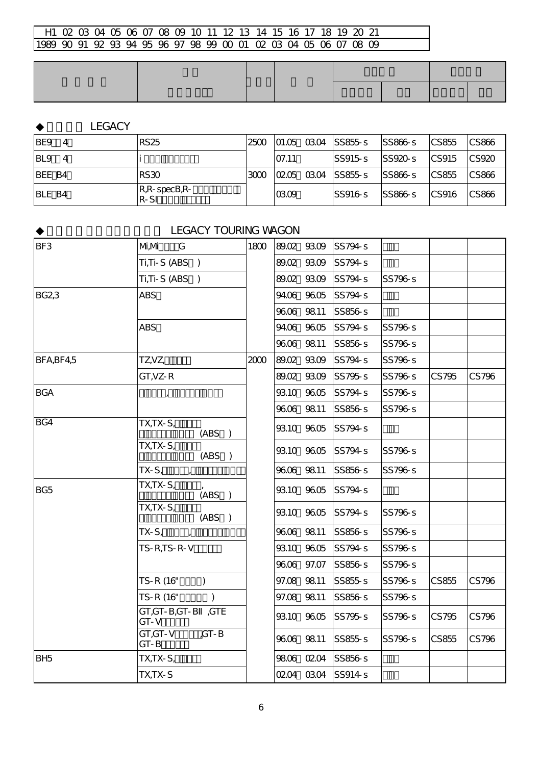| H1 | 02 | 03 | 04 | 05 | 06 | 07 | 08 | 09 | 10 | 11 | 12 | 13 | 14 | 15 | 16 | 17 | 18 | 19 | 20 | 21 |
|---|---|---|---|---|---|---|---|---|---|---|---|---|---|---|---|---|---|---|---|---|
| 1989 | 90 | 91 | 92 | 93 | 94 | 95 | 96 | 97 | 98 | 99 | 00 | 01 | 02 | 03 | 04 | 05 | 06 | 07 | 08 | 09 |

◆ LEGACY

| | | | | | | | |
|---|---|---|---|---|---|---|---|
| BE9 4 | RS25 | 2500 | 01.05 03.04 | SS855-s | SS866-s | CS855 | CS866 |
| BL9 4 | i | | 07.11 | SS915-s | SS920-s | CS915 | CS920 |
| BEE B4 | RS30 | 3000 | 02.05 03.04 | SS855-s | SS866-s | CS855 | CS866 |
| BLE B4 | R,R-specB,R- R-SI | | 03.09 | SS916-s | SS866-s | CS916 | CS866 |

◆ LEGACY TOURING WAGON

| | | | | | | | |
|---|---|---|---|---|---|---|---|
| BF3 | Mi,Mi G | 1800 | 89.02 93.09 | SS794-s | | | |
| | Ti,Ti-S (ABS ) | | 89.02 93.09 | SS794-s | | | |
| | Ti,Ti-S (ABS ) | | 89.02 93.09 | SS794-s | SS796-s | | |
| BG2,3 | ABS | | 94.06 96.05 | SS794-s | | | |
| | | | 96.06 98.11 | SS856-s | | | |
| | ABS | | 94.06 96.05 | SS794-s | SS796-s | | |
| | | | 96.06 98.11 | SS856-s | SS796-s | | |
| BFA,BF4,5 | TZ,VZ, | 2000 | 89.02 93.09 | SS794-s | SS796-s | | |
| | GT,VZ-R | | 89.02 93.09 | SS795-s | SS796-s | CS795 | CS796 |
| BGA | , | | 93.10 96.05 | SS794-s | SS796-s | | |
| | | | 96.06 98.11 | SS856-s | SS796-s | | |
| BG4 | TX,TX-S, (ABS ) | | 93.10 96.05 | SS794-s | | | |
| | TX,TX-S, (ABS ) | | 93.10 96.05 | SS794-s | SS796-s | | |
| | TX-S, , | | 96.06 98.11 | SS856-s | SS796-s | | |
| BG5 | TX,TX-S, , (ABS ) | | 93.10 96.05 | SS794-s | | | |
| | TX,TX-S, (ABS ) | | 93.10 96.05 | SS794-s | SS796-s | | |
| | TX-S, , | | 96.06 98.11 | SS856-s | SS796-s | | |
| | TS-R,TS-R-V | | 93.10 96.05 | SS794-s | SS796-s | | |
| | | | 96.06 97.07 | SS856-s | SS796-s | | |
| | TS-R (16" ) | | 97.08 98.11 | SS855-s | SS796-s | CS855 | CS796 |
| | TS-R (16" ) | | 97.08 98.11 | SS856-s | SS796-s | | |
| | GT,GT-B,GT-BII ,GTE GT-V | | 93.10 96.05 | SS795-s | SS796-s | CS795 | CS796 |
| | GT,GT-V ,GT-B GT-B | | 96.06 98.11 | SS855-s | SS796-s | CS855 | CS796 |
| BH5 | TX,TX-S, | | 98.06 02.04 | SS856-s | | | |
| | TX,TX-S | | 02.04 03.04 | SS914-s | | | |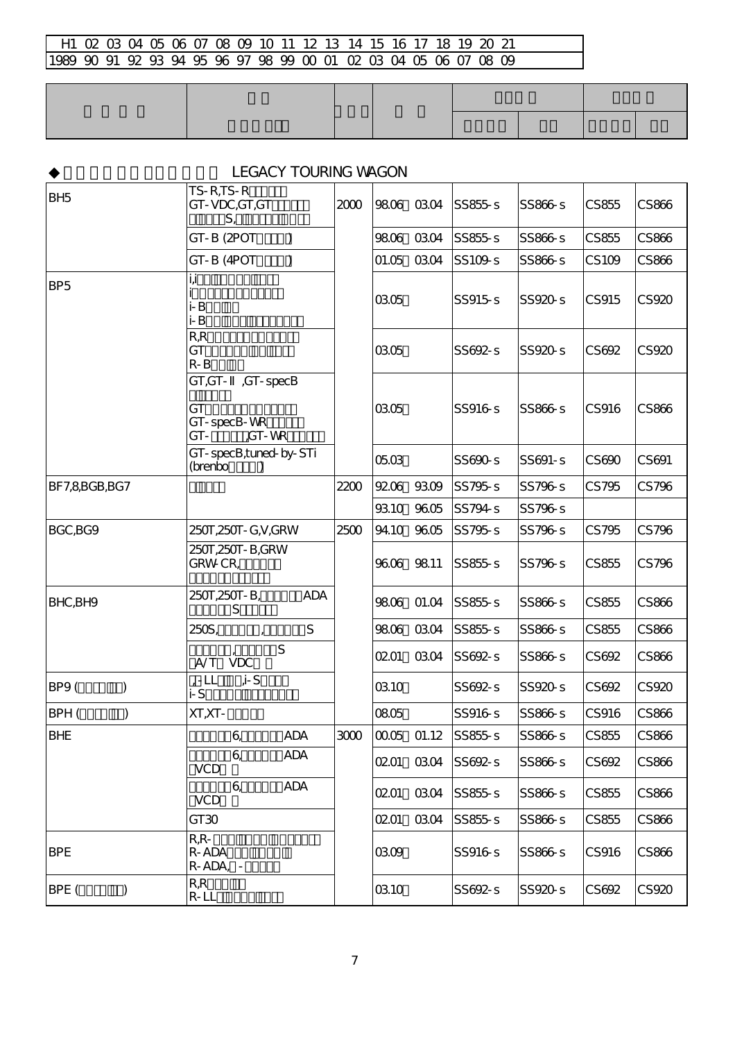| H1 | 02 | 03 | 04 | 05 | 06 | 07 | 08 | 09 | 10 | 11 | 12 | 13 | 14 | 15 | 16 | 17 | 18 | 19 | 20 | 21 |
|---|---|---|---|---|---|---|---|---|---|---|---|---|---|---|---|---|---|---|---|---|
| 1989 | 90 | 91 | 92 | 93 | 94 | 95 | 96 | 97 | 98 | 99 | 00 | 01 | 02 | 03 | 04 | 05 | 06 | 07 | 08 | 09 |

◆ LEGACY TOURING WAGON

| | | | | | | | |
|---|---|---|---|---|---|---|---|
| BH5 | TS-R,TS-R GT-VDC,GT,GT S, | 2000 | 98.06 03.04 | SS855-s | SS866-s | CS855 | CS866 |
| | GT-B (2POT ) | | 98.06 03.04 | SS855-s | SS866-s | CS855 | CS866 |
| | GT-B (4POT ) | | 01.05 03.04 | SS109-s | SS866-s | CS109 | CS866 |
| BP5 | i,i i i-B i-B | | 03.05 | SS915-s | SS920-s | CS915 | CS920 |
| | R,R GT R-B | | 03.05 | SS692-s | SS920-s | CS692 | CS920 |
| | GT,GT-II ,GT-specB GT GT-specB-WR GT- ,GT-WR | | 03.05 | SS916-s | SS866-s | CS916 | CS866 |
| | GT-specB,tuned-by-STi (brenbo ) | | 05.03 | SS690-s | SS691-s | CS690 | CS691 |
| BF7,8,BGB,BG7 | | 2200 | 92.06 93.09 | SS795-s | SS796-s | CS795 | CS796 |
| | | | 93.10 96.05 | SS794-s | SS796-s | | |
| BGC,BG9 | 250T,250T-G,V,GRW | 2500 | 94.10 96.05 | SS795-s | SS796-s | CS795 | CS796 |
| | 250T,250T-B,GRW GRW-CR, | | 96.06 98.11 | SS855-s | SS796-s | CS855 | CS796 |
| BHC,BH9 | 250T,250T-B, ADA S | | 98.06 01.04 | SS855-s | SS866-s | CS855 | CS866 |
| | 250S, , S | | 98.06 03.04 | SS855-s | SS866-s | CS855 | CS866 |
| | , S A/T VDC | | 02.01 03.04 | SS692-s | SS866-s | CS692 | CS866 |
| BP9 ( ) | -LL ,i-S i-S | | 03.10 | SS692-s | SS920-s | CS692 | CS920 |
| BPH ( ) | XT,XT- | | 08.05 | SS916-s | SS866-s | CS916 | CS866 |
| BHE | 6, ADA | 3000 | 00.05 01.12 | SS855-s | SS866-s | CS855 | CS866 |
| | 6, ADA VCD | | 02.01 03.04 | SS692-s | SS866-s | CS692 | CS866 |
| | 6, ADA VCD | | 02.01 03.04 | SS855-s | SS866-s | CS855 | CS866 |
| | GT30 | | 02.01 03.04 | SS855-s | SS866-s | CS855 | CS866 |
| BPE | R,R- R-ADA R-ADA, - | | 03.09 | SS916-s | SS866-s | CS916 | CS866 |
| BPE ( ) | R,R R-LL | | 03.10 | SS692-s | SS920-s | CS692 | CS920 |